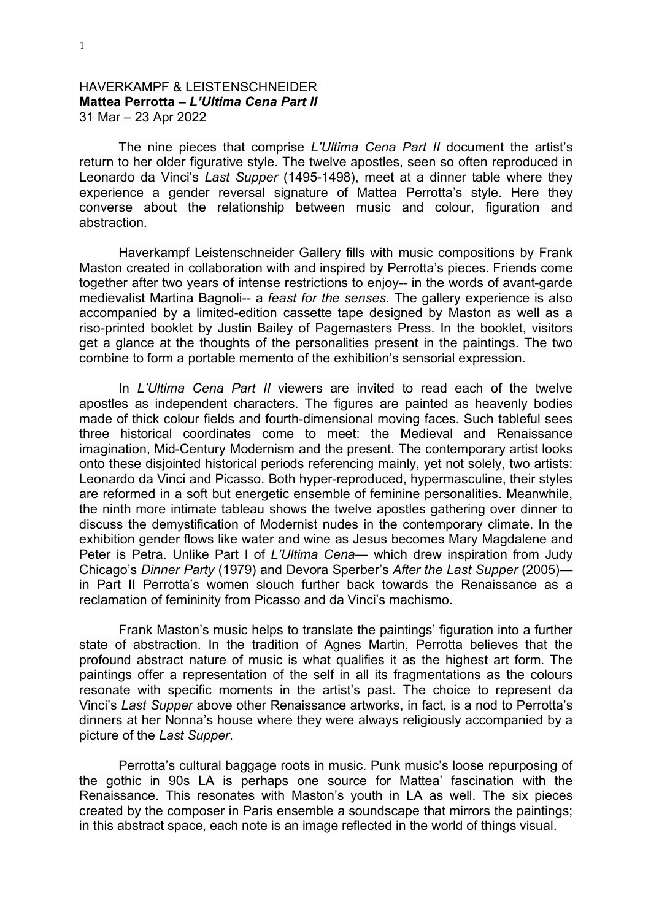HAVERKAMPF & LEISTENSCHNEIDER
**Mattea Perrotta – *L'Ultima Cena Part II***
31 Mar – 23 Apr 2022

The nine pieces that comprise *L'Ultima Cena Part II* document the artist's return to her older figurative style. The twelve apostles, seen so often reproduced in Leonardo da Vinci's *Last Supper* (1495-1498), meet at a dinner table where they experience a gender reversal signature of Mattea Perrotta's style. Here they converse about the relationship between music and colour, figuration and abstraction.

Haverkampf Leistenschneider Gallery fills with music compositions by Frank Maston created in collaboration with and inspired by Perrotta's pieces. Friends come together after two years of intense restrictions to enjoy-- in the words of avant-garde medievalist Martina Bagnoli-- a *feast for the senses*. The gallery experience is also accompanied by a limited-edition cassette tape designed by Maston as well as a riso-printed booklet by Justin Bailey of Pagemasters Press. In the booklet, visitors get a glance at the thoughts of the personalities present in the paintings. The two combine to form a portable memento of the exhibition's sensorial expression.

In *L'Ultima Cena Part II* viewers are invited to read each of the twelve apostles as independent characters. The figures are painted as heavenly bodies made of thick colour fields and fourth-dimensional moving faces. Such tableful sees three historical coordinates come to meet: the Medieval and Renaissance imagination, Mid-Century Modernism and the present. The contemporary artist looks onto these disjointed historical periods referencing mainly, yet not solely, two artists: Leonardo da Vinci and Picasso. Both hyper-reproduced, hypermasculine, their styles are reformed in a soft but energetic ensemble of feminine personalities. Meanwhile, the ninth more intimate tableau shows the twelve apostles gathering over dinner to discuss the demystification of Modernist nudes in the contemporary climate. In the exhibition gender flows like water and wine as Jesus becomes Mary Magdalene and Peter is Petra. Unlike Part I of *L'Ultima Cena*— which drew inspiration from Judy Chicago's *Dinner Party* (1979) and Devora Sperber's *After the Last Supper* (2005)— in Part II Perrotta's women slouch further back towards the Renaissance as a reclamation of femininity from Picasso and da Vinci's machismo.

Frank Maston's music helps to translate the paintings' figuration into a further state of abstraction. In the tradition of Agnes Martin, Perrotta believes that the profound abstract nature of music is what qualifies it as the highest art form. The paintings offer a representation of the self in all its fragmentations as the colours resonate with specific moments in the artist's past. The choice to represent da Vinci's *Last Supper* above other Renaissance artworks, in fact, is a nod to Perrotta's dinners at her Nonna's house where they were always religiously accompanied by a picture of the *Last Supper*.

Perrotta's cultural baggage roots in music. Punk music's loose repurposing of the gothic in 90s LA is perhaps one source for Mattea' fascination with the Renaissance. This resonates with Maston's youth in LA as well. The six pieces created by the composer in Paris ensemble a soundscape that mirrors the paintings; in this abstract space, each note is an image reflected in the world of things visual.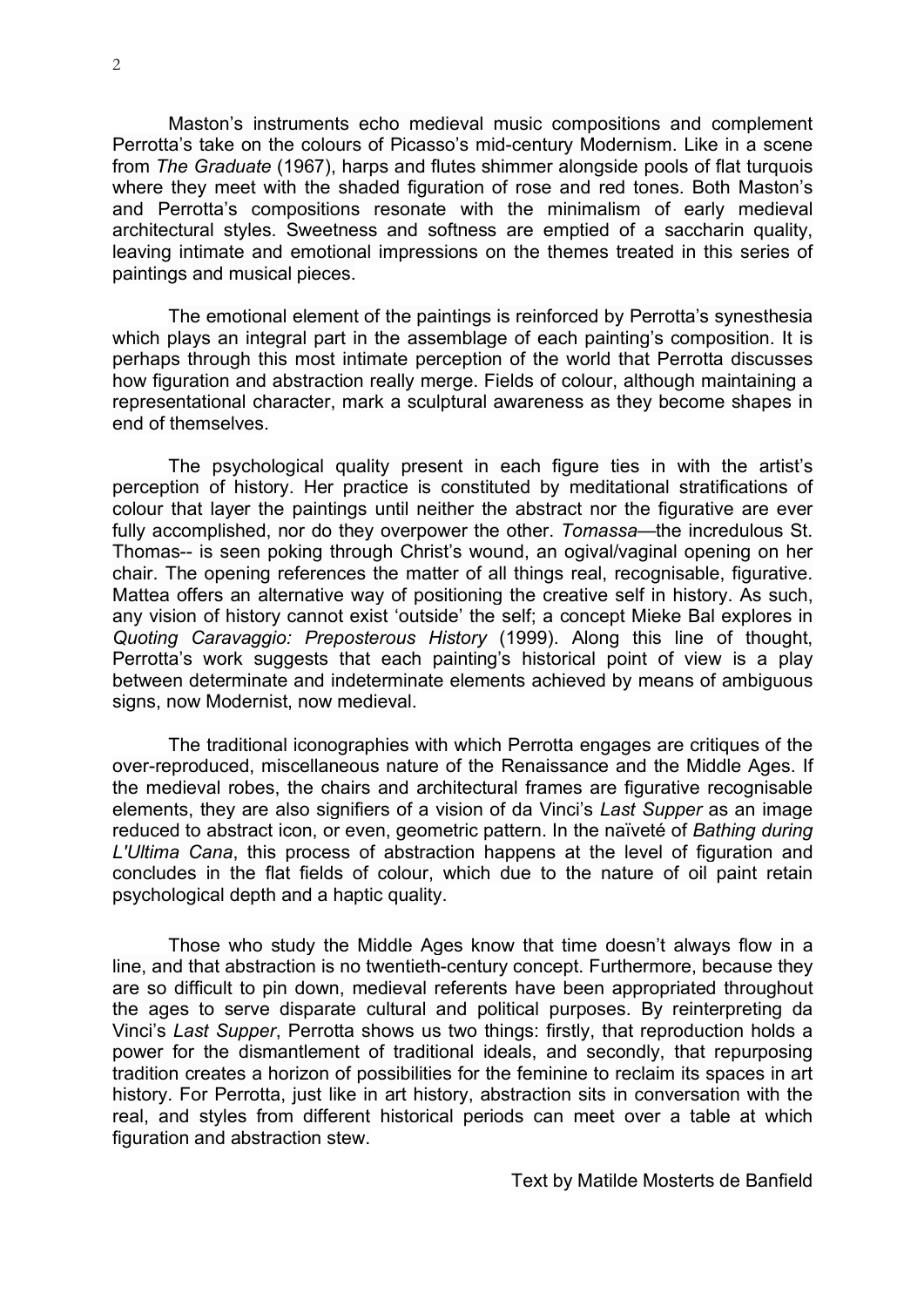Maston's instruments echo medieval music compositions and complement Perrotta's take on the colours of Picasso's mid-century Modernism. Like in a scene from *The Graduate* (1967), harps and flutes shimmer alongside pools of flat turquois where they meet with the shaded figuration of rose and red tones. Both Maston's and Perrotta's compositions resonate with the minimalism of early medieval architectural styles. Sweetness and softness are emptied of a saccharin quality, leaving intimate and emotional impressions on the themes treated in this series of paintings and musical pieces.

The emotional element of the paintings is reinforced by Perrotta's synesthesia which plays an integral part in the assemblage of each painting's composition. It is perhaps through this most intimate perception of the world that Perrotta discusses how figuration and abstraction really merge. Fields of colour, although maintaining a representational character, mark a sculptural awareness as they become shapes in end of themselves.

The psychological quality present in each figure ties in with the artist's perception of history. Her practice is constituted by meditational stratifications of colour that layer the paintings until neither the abstract nor the figurative are ever fully accomplished, nor do they overpower the other. *Tomassa*—the incredulous St. Thomas-- is seen poking through Christ's wound, an ogival/vaginal opening on her chair. The opening references the matter of all things real, recognisable, figurative. Mattea offers an alternative way of positioning the creative self in history. As such, any vision of history cannot exist 'outside' the self; a concept Mieke Bal explores in *Quoting Caravaggio: Preposterous History* (1999). Along this line of thought, Perrotta's work suggests that each painting's historical point of view is a play between determinate and indeterminate elements achieved by means of ambiguous signs, now Modernist, now medieval.

The traditional iconographies with which Perrotta engages are critiques of the over-reproduced, miscellaneous nature of the Renaissance and the Middle Ages. If the medieval robes, the chairs and architectural frames are figurative recognisable elements, they are also signifiers of a vision of da Vinci's *Last Supper* as an image reduced to abstract icon, or even, geometric pattern. In the naïveté of *Bathing during L'Ultima Cana*, this process of abstraction happens at the level of figuration and concludes in the flat fields of colour, which due to the nature of oil paint retain psychological depth and a haptic quality.

Those who study the Middle Ages know that time doesn't always flow in a line, and that abstraction is no twentieth-century concept. Furthermore, because they are so difficult to pin down, medieval referents have been appropriated throughout the ages to serve disparate cultural and political purposes. By reinterpreting da Vinci's *Last Supper*, Perrotta shows us two things: firstly, that reproduction holds a power for the dismantlement of traditional ideals, and secondly, that repurposing tradition creates a horizon of possibilities for the feminine to reclaim its spaces in art history. For Perrotta, just like in art history, abstraction sits in conversation with the real, and styles from different historical periods can meet over a table at which figuration and abstraction stew.

Text by Matilde Mosterts de Banfield